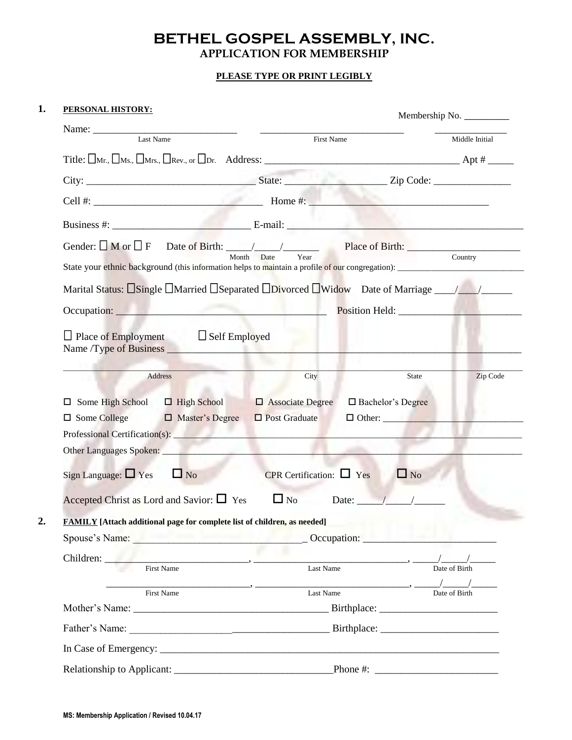# BETHEL GOSPEL ASSEMBLY, INC.
## APPLICATION FOR MEMBERSHIP

**PLEASE TYPE OR PRINT LEGIBLY**

**1. PERSONAL HISTORY:**

Membership No. _________

Name: ____________________________ ____________________________ ______________
Last Name First Name Middle Initial

Title: ☐Mr., ☐Ms., ☐Mrs., ☐Rev., or ☐Dr. Address: ____________________________________ Apt # _____

City: _______________________________ State: __________________ Zip Code: ______________

Cell #: ________________________________ Home #: _________________________________

Business #: _________________________ E-mail: ____________________________________________

Gender: ☐ M or ☐ F Date of Birth: _____/_____/_______ Place of Birth: _____________________
Month Date Year Country

State your ethnic background (this information helps to maintain a profile of our congregation): _____________________________

Marital Status: ☐Single ☐Married ☐Separated ☐Divorced ☐Widow Date of Marriage ____/____/______

Occupation: ______________________________________ Position Held: _______________________

☐ Place of Employment ☐ Self Employed
Name /Type of Business ________________________________________________________________

_____________________________________________________________________________________
Address City State Zip Code

☐ Some High School ☐ High School ☐ Associate Degree ☐ Bachelor's Degree
☐ Some College ☐ Master's Degree ☐ Post Graduate ☐ Other: _____________________________

Professional Certification(s): ______________________________________________________________

Other Languages Spoken: ___________________________________________________________________

Sign Language: ☐ Yes ☐ No CPR Certification: ☐ Yes ☐ No

Accepted Christ as Lord and Savior: ☐ Yes ☐ No Date: _____/_____/______

**2. FAMILY [Attach additional page for complete list of children, as needed]**

Spouse's Name: _______________________________ Occupation: _________________________

Children: ____________________________, _____________________________, _____/_____/_____
First Name Last Name Date of Birth

____________________________, _____________________________, _____/_____/_____
First Name Last Name Date of Birth

Mother's Name: ____________________________________ Birthplace: ______________________

Father's Name: _____________________________________ Birthplace: ______________________

In Case of Emergency: _____________________________________________________________

Relationship to Applicant: _____________________________Phone #: _______________________

MS: Membership Application / Revised 10.04.17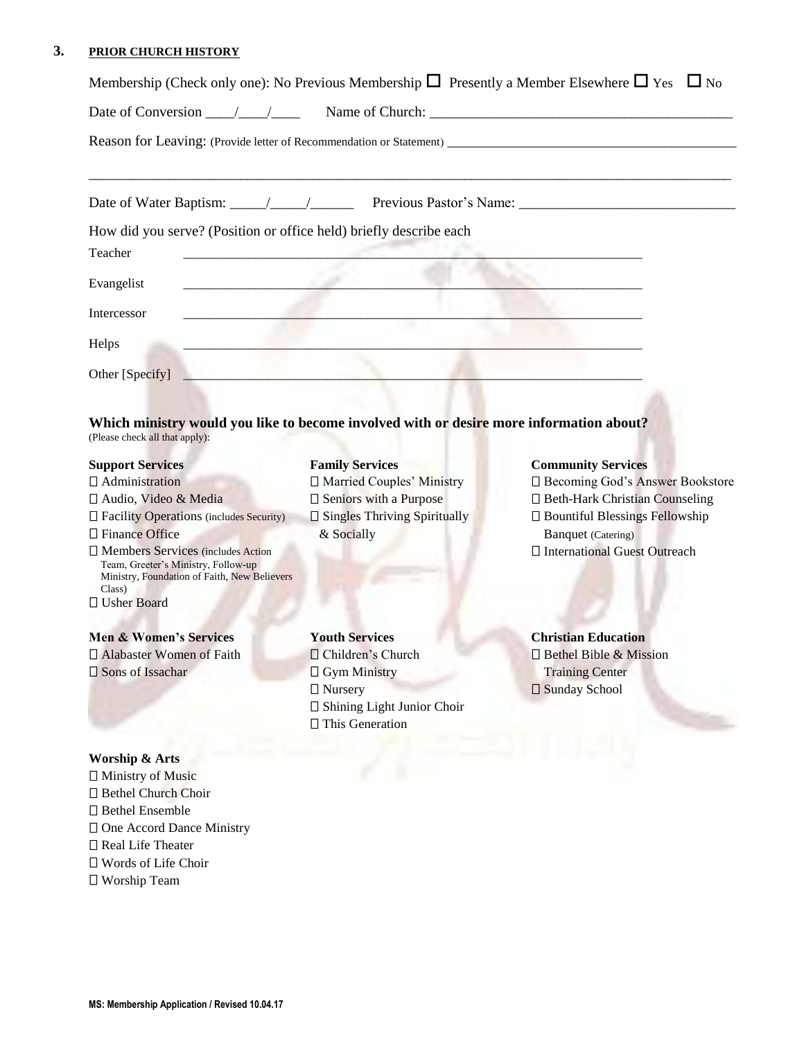## 3. PRIOR CHURCH HISTORY

Membership (Check only one): No Previous Membership ☐ Presently a Member Elsewhere ☐ Yes ☐ No

Date of Conversion ____/____/____ Name of Church: ______________________________________________

Reason for Leaving: (Provide letter of Recommendation or Statement) ______________________________________________

______________________________________________________________________________________________

Date of Water Baptism: _____/_____/______ Previous Pastor's Name: ______________________________

How did you serve? (Position or office held) briefly describe each

Teacher ______________________________________________________________________

Evangelist ______________________________________________________________________

Intercessor ______________________________________________________________________

Helps ______________________________________________________________________

Other [Specify] ______________________________________________________________________

**Which ministry would you like to become involved with or desire more information about?**
(Please check all that apply):

**Support Services**
- ☐ Administration
- ☐ Audio, Video & Media
- ☐ Facility Operations (includes Security)
- ☐ Finance Office
- ☐ Members Services (includes Action Team, Greeter's Ministry, Follow-up Ministry, Foundation of Faith, New Believers Class)
- ☐ Usher Board

**Family Services**
- ☐ Married Couples' Ministry
- ☐ Seniors with a Purpose
- ☐ Singles Thriving Spiritually & Socially

**Community Services**
- ☐ Becoming God's Answer Bookstore
- ☐ Beth-Hark Christian Counseling
- ☐ Bountiful Blessings Fellowship Banquet (Catering)
- ☐ International Guest Outreach

**Men & Women's Services**
- ☐ Alabaster Women of Faith
- ☐ Sons of Issachar

**Youth Services**
- ☐ Children's Church
- ☐ Gym Ministry
- ☐ Nursery
- ☐ Shining Light Junior Choir
- ☐ This Generation

**Christian Education**
- ☐ Bethel Bible & Mission Training Center
- ☐ Sunday School

**Worship & Arts**
- ☐ Ministry of Music
- ☐ Bethel Church Choir
- ☐ Bethel Ensemble
- ☐ One Accord Dance Ministry
- ☐ Real Life Theater
- ☐ Words of Life Choir
- ☐ Worship Team

**MS: Membership Application / Revised 10.04.17**